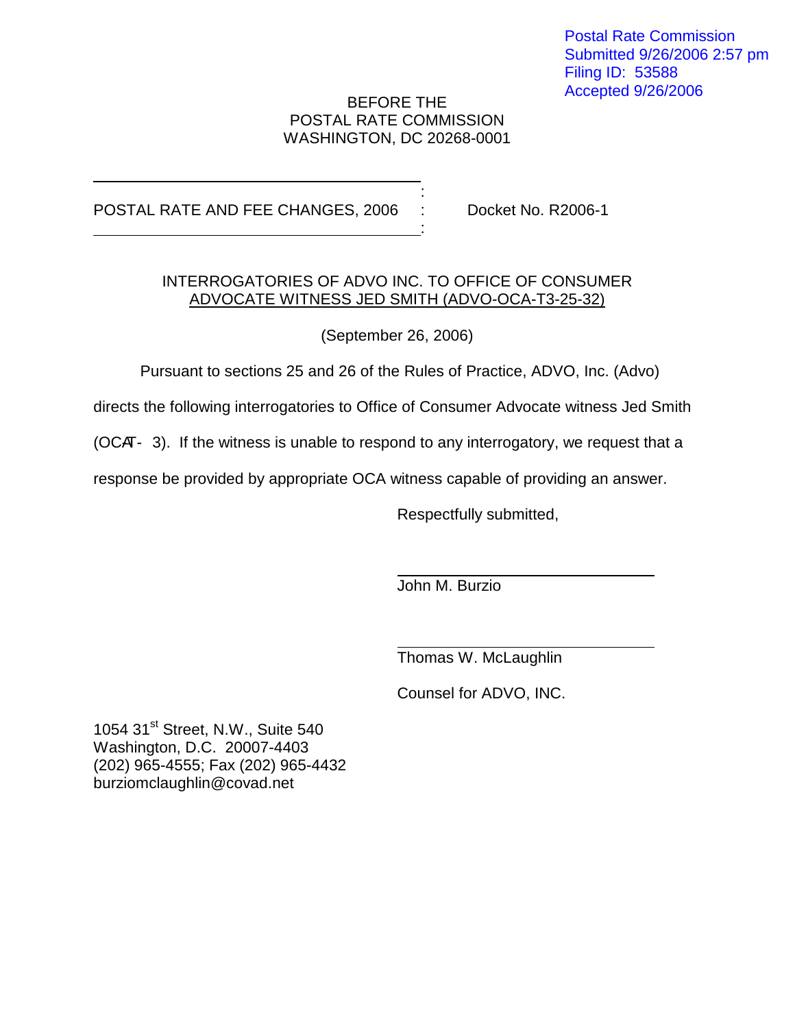Postal Rate Commission
Submitted 9/26/2006 2:57 pm
Filing ID: 53588
Accepted 9/26/2006

BEFORE THE
POSTAL RATE COMMISSION
WASHINGTON, DC 20268-0001

POSTAL RATE AND FEE CHANGES, 2006 : Docket No. R2006-1

INTERROGATORIES OF ADVO INC. TO OFFICE OF CONSUMER ADVOCATE WITNESS JED SMITH (ADVO-OCA-T3-25-32)

(September 26, 2006)

Pursuant to sections 25 and 26 of the Rules of Practice, ADVO, Inc. (Advo) directs the following interrogatories to Office of Consumer Advocate witness Jed Smith (OCA-T-3). If the witness is unable to respond to any interrogatory, we request that a response be provided by appropriate OCA witness capable of providing an answer.

Respectfully submitted,

John M. Burzio

Thomas W. McLaughlin

Counsel for ADVO, INC.

1054 31st Street, N.W., Suite 540
Washington, D.C. 20007-4403
(202) 965-4555; Fax (202) 965-4432
burziomclaughlin@covad.net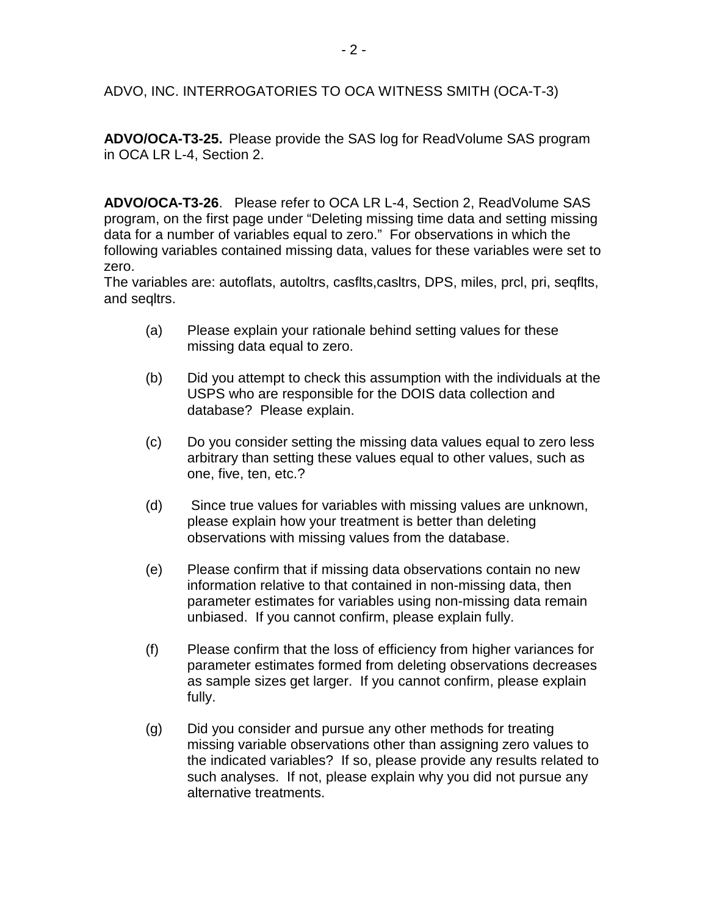ADVO, INC. INTERROGATORIES TO OCA WITNESS SMITH (OCA-T-3)

**ADVO/OCA-T3-25.** Please provide the SAS log for ReadVolume SAS program in OCA LR L-4, Section 2.

**ADVO/OCA-T3-26**. Please refer to OCA LR L-4, Section 2, ReadVolume SAS program, on the first page under "Deleting missing time data and setting missing data for a number of variables equal to zero." For observations in which the following variables contained missing data, values for these variables were set to zero.
The variables are: autoflats, autoltrs, casflts,casltrs, DPS, miles, prcl, pri, seqflts, and seqltrs.

(a) Please explain your rationale behind setting values for these missing data equal to zero.

(b) Did you attempt to check this assumption with the individuals at the USPS who are responsible for the DOIS data collection and database? Please explain.

(c) Do you consider setting the missing data values equal to zero less arbitrary than setting these values equal to other values, such as one, five, ten, etc.?

(d) Since true values for variables with missing values are unknown, please explain how your treatment is better than deleting observations with missing values from the database.

(e) Please confirm that if missing data observations contain no new information relative to that contained in non-missing data, then parameter estimates for variables using non-missing data remain unbiased. If you cannot confirm, please explain fully.

(f) Please confirm that the loss of efficiency from higher variances for parameter estimates formed from deleting observations decreases as sample sizes get larger. If you cannot confirm, please explain fully.

(g) Did you consider and pursue any other methods for treating missing variable observations other than assigning zero values to the indicated variables? If so, please provide any results related to such analyses. If not, please explain why you did not pursue any alternative treatments.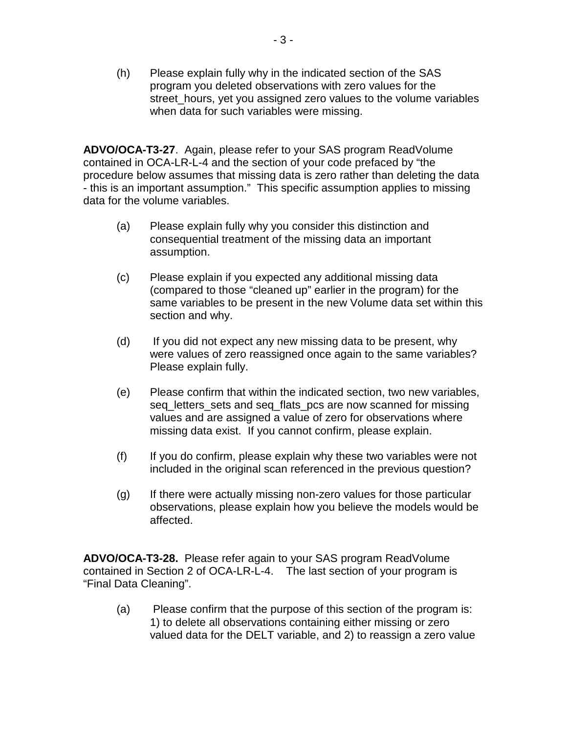(h) Please explain fully why in the indicated section of the SAS program you deleted observations with zero values for the street_hours, yet you assigned zero values to the volume variables when data for such variables were missing.

**ADVO/OCA-T3-27**. Again, please refer to your SAS program ReadVolume contained in OCA-LR-L-4 and the section of your code prefaced by "the procedure below assumes that missing data is zero rather than deleting the data - this is an important assumption." This specific assumption applies to missing data for the volume variables.

(a) Please explain fully why you consider this distinction and consequential treatment of the missing data an important assumption.

(c) Please explain if you expected any additional missing data (compared to those "cleaned up" earlier in the program) for the same variables to be present in the new Volume data set within this section and why.

(d) If you did not expect any new missing data to be present, why were values of zero reassigned once again to the same variables? Please explain fully.

(e) Please confirm that within the indicated section, two new variables, seq_letters_sets and seq_flats_pcs are now scanned for missing values and are assigned a value of zero for observations where missing data exist. If you cannot confirm, please explain.

(f) If you do confirm, please explain why these two variables were not included in the original scan referenced in the previous question?

(g) If there were actually missing non-zero values for those particular observations, please explain how you believe the models would be affected.

**ADVO/OCA-T3-28.** Please refer again to your SAS program ReadVolume contained in Section 2 of OCA-LR-L-4. The last section of your program is "Final Data Cleaning".

(a) Please confirm that the purpose of this section of the program is: 1) to delete all observations containing either missing or zero valued data for the DELT variable, and 2) to reassign a zero value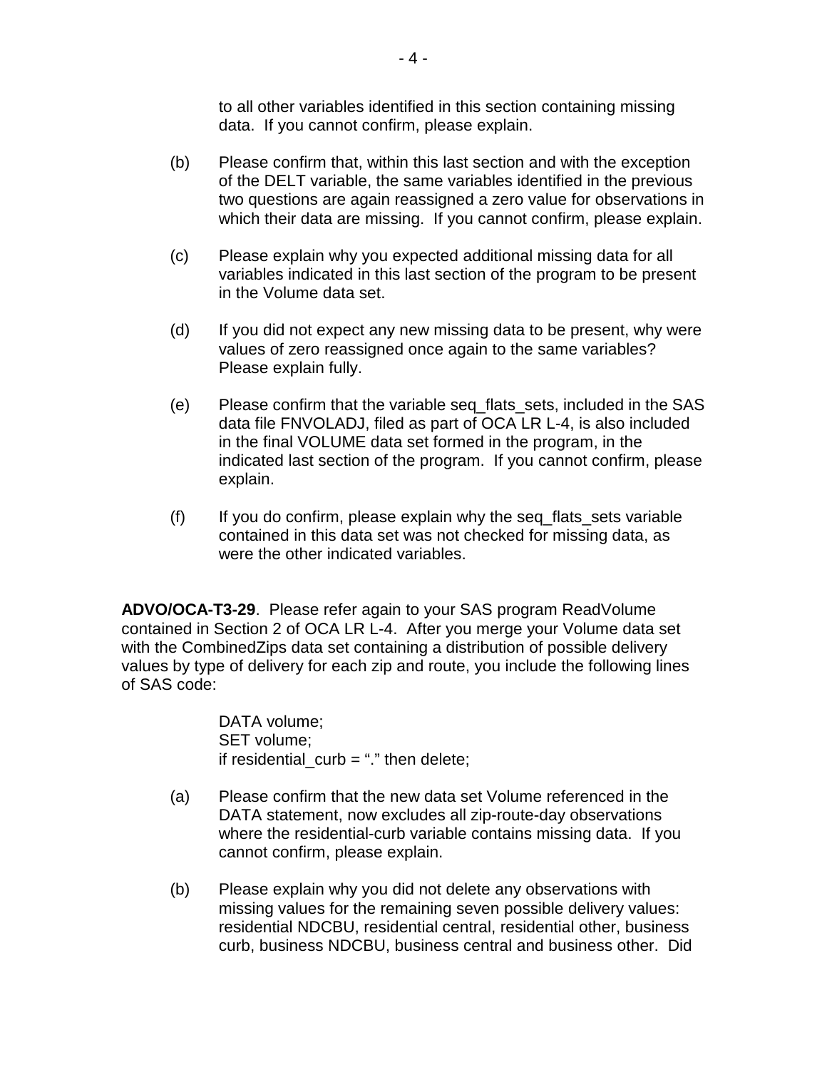to all other variables identified in this section containing missing data. If you cannot confirm, please explain.

(b) Please confirm that, within this last section and with the exception of the DELT variable, the same variables identified in the previous two questions are again reassigned a zero value for observations in which their data are missing. If you cannot confirm, please explain.

(c) Please explain why you expected additional missing data for all variables indicated in this last section of the program to be present in the Volume data set.

(d) If you did not expect any new missing data to be present, why were values of zero reassigned once again to the same variables? Please explain fully.

(e) Please confirm that the variable seq_flats_sets, included in the SAS data file FNVOLADJ, filed as part of OCA LR L-4, is also included in the final VOLUME data set formed in the program, in the indicated last section of the program. If you cannot confirm, please explain.

(f) If you do confirm, please explain why the seq_flats_sets variable contained in this data set was not checked for missing data, as were the other indicated variables.

**ADVO/OCA-T3-29**. Please refer again to your SAS program ReadVolume contained in Section 2 of OCA LR L-4. After you merge your Volume data set with the CombinedZips data set containing a distribution of possible delivery values by type of delivery for each zip and route, you include the following lines of SAS code:

```
DATA volume;
SET volume;
if residential_curb = "." then delete;
```

(a) Please confirm that the new data set Volume referenced in the DATA statement, now excludes all zip-route-day observations where the residential-curb variable contains missing data. If you cannot confirm, please explain.

(b) Please explain why you did not delete any observations with missing values for the remaining seven possible delivery values: residential NDCBU, residential central, residential other, business curb, business NDCBU, business central and business other. Did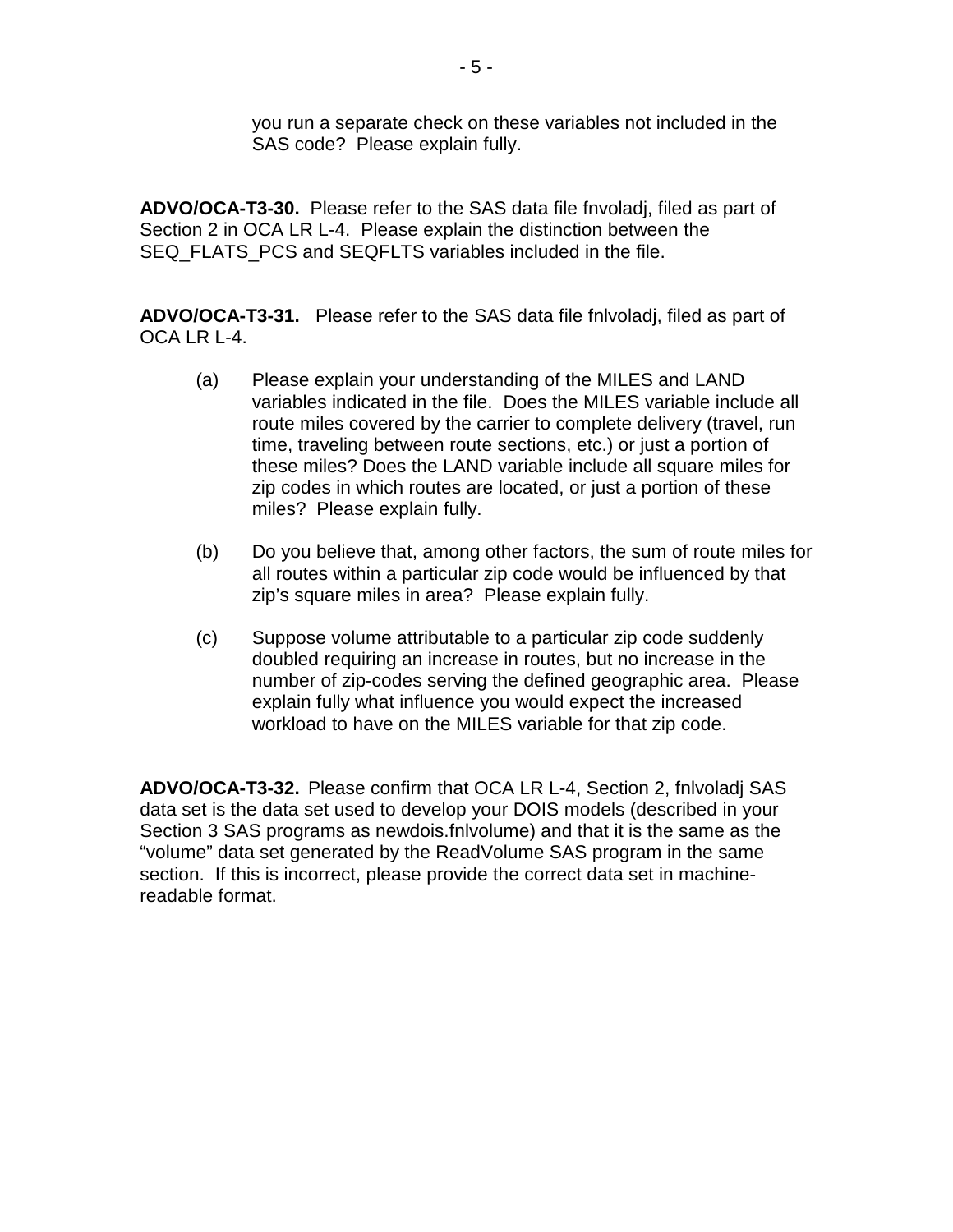you run a separate check on these variables not included in the SAS code? Please explain fully.

**ADVO/OCA-T3-30.** Please refer to the SAS data file fnvoladj, filed as part of Section 2 in OCA LR L-4. Please explain the distinction between the SEQ_FLATS_PCS and SEQFLTS variables included in the file.

**ADVO/OCA-T3-31.** Please refer to the SAS data file fnlvoladj, filed as part of OCA LR L-4.

(a) Please explain your understanding of the MILES and LAND variables indicated in the file. Does the MILES variable include all route miles covered by the carrier to complete delivery (travel, run time, traveling between route sections, etc.) or just a portion of these miles? Does the LAND variable include all square miles for zip codes in which routes are located, or just a portion of these miles? Please explain fully.

(b) Do you believe that, among other factors, the sum of route miles for all routes within a particular zip code would be influenced by that zip's square miles in area? Please explain fully.

(c) Suppose volume attributable to a particular zip code suddenly doubled requiring an increase in routes, but no increase in the number of zip-codes serving the defined geographic area. Please explain fully what influence you would expect the increased workload to have on the MILES variable for that zip code.

**ADVO/OCA-T3-32.** Please confirm that OCA LR L-4, Section 2, fnlvoladj SAS data set is the data set used to develop your DOIS models (described in your Section 3 SAS programs as newdois.fnlvolume) and that it is the same as the "volume" data set generated by the ReadVolume SAS program in the same section. If this is incorrect, please provide the correct data set in machine-readable format.